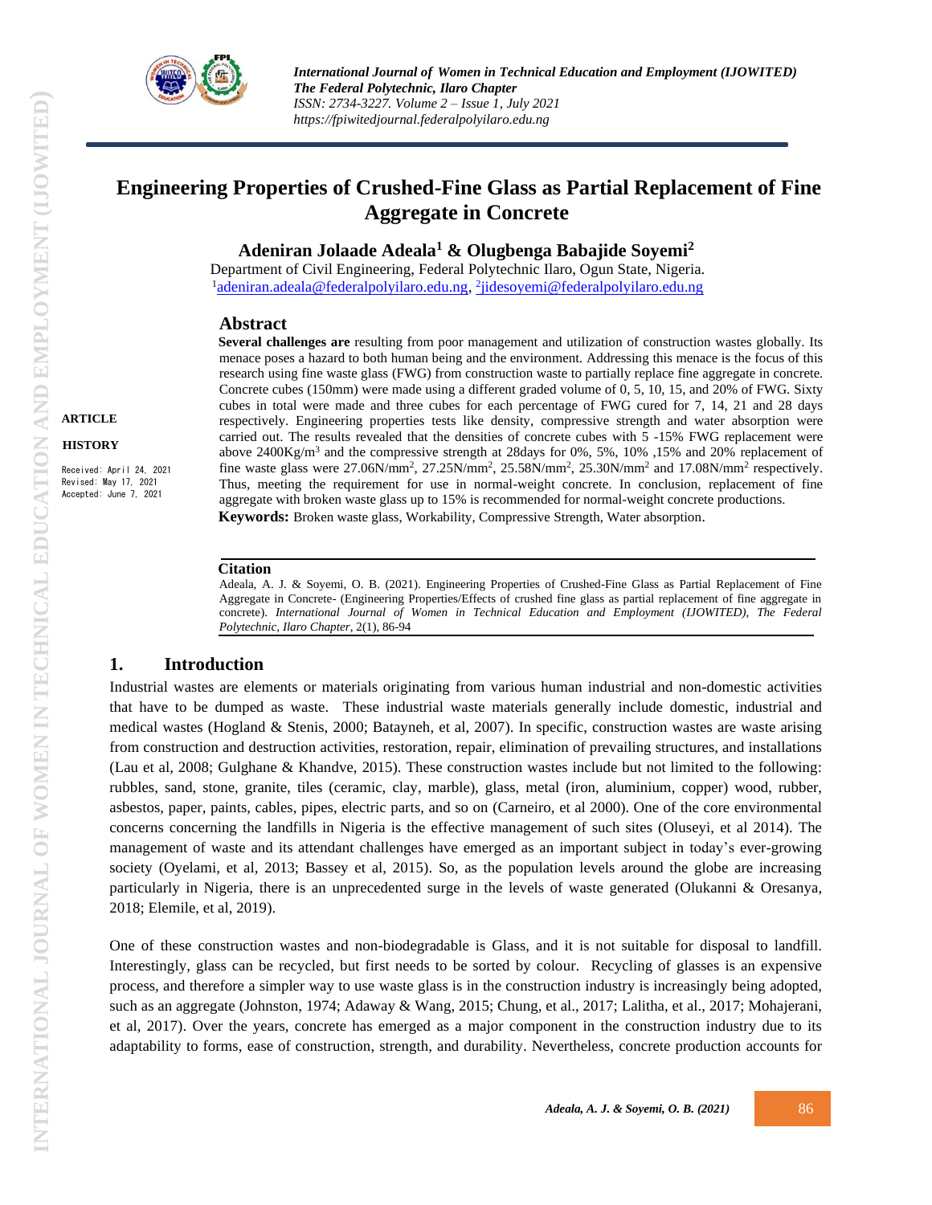# Engineering Properties of Crushed-Fine Glass as Partial Replacement of Fine Aggregate in Concrete

**Adeniran Jolaade Adeala[1] & Olugbenga Babajide Soyemi[2]**

Department of Civil Engineering, Federal Polytechnic Ilaro, Ogun State, Nigeria.
[1]adeniran.adeala@federalpolyilaro.edu.ng, [2]jidesoyemi@federalpolyilaro.edu.ng

**ARTICLE HISTORY**

Received: April 24, 2021
Revised: May 17, 2021
Accepted: June 7, 2021

## Abstract

**Several challenges are** resulting from poor management and utilization of construction wastes globally. Its menace poses a hazard to both human being and the environment. Addressing this menace is the focus of this research using fine waste glass (FWG) from construction waste to partially replace fine aggregate in concrete. Concrete cubes (150mm) were made using a different graded volume of 0, 5, 10, 15, and 20% of FWG. Sixty cubes in total were made and three cubes for each percentage of FWG cured for 7, 14, 21 and 28 days respectively. Engineering properties tests like density, compressive strength and water absorption were carried out. The results revealed that the densities of concrete cubes with 5 -15% FWG replacement were above 2400Kg/m$^3$ and the compressive strength at 28days for 0%, 5%, 10% ,15% and 20% replacement of fine waste glass were 27.06N/mm$^2$, 27.25N/mm$^2$, 25.58N/mm$^2$, 25.30N/mm$^2$ and 17.08N/mm$^2$ respectively. Thus, meeting the requirement for use in normal-weight concrete. In conclusion, replacement of fine aggregate with broken waste glass up to 15% is recommended for normal-weight concrete productions.

**Keywords:** Broken waste glass, Workability, Compressive Strength, Water absorption.

### Citation

Adeala, A. J. & Soyemi, O. B. (2021). Engineering Properties of Crushed-Fine Glass as Partial Replacement of Fine Aggregate in Concrete- (Engineering Properties/Effects of crushed fine glass as partial replacement of fine aggregate in concrete). *International Journal of Women in Technical Education and Employment (IJOWITED), The Federal Polytechnic, Ilaro Chapter*, 2(1), 86-94

## 1. Introduction

Industrial wastes are elements or materials originating from various human industrial and non-domestic activities that have to be dumped as waste. These industrial waste materials generally include domestic, industrial and medical wastes (Hogland & Stenis, 2000; Batayneh, et al, 2007). In specific, construction wastes are waste arising from construction and destruction activities, restoration, repair, elimination of prevailing structures, and installations (Lau et al, 2008; Gulghane & Khandve, 2015). These construction wastes include but not limited to the following: rubbles, sand, stone, granite, tiles (ceramic, clay, marble), glass, metal (iron, aluminium, copper) wood, rubber, asbestos, paper, paints, cables, pipes, electric parts, and so on (Carneiro, et al 2000). One of the core environmental concerns concerning the landfills in Nigeria is the effective management of such sites (Oluseyi, et al 2014). The management of waste and its attendant challenges have emerged as an important subject in today's ever-growing society (Oyelami, et al, 2013; Bassey et al, 2015). So, as the population levels around the globe are increasing particularly in Nigeria, there is an unprecedented surge in the levels of waste generated (Olukanni & Oresanya, 2018; Elemile, et al, 2019).

One of these construction wastes and non-biodegradable is Glass, and it is not suitable for disposal to landfill. Interestingly, glass can be recycled, but first needs to be sorted by colour. Recycling of glasses is an expensive process, and therefore a simpler way to use waste glass is in the construction industry is increasingly being adopted, such as an aggregate (Johnston, 1974; Adaway & Wang, 2015; Chung, et al., 2017; Lalitha, et al., 2017; Mohajerani, et al, 2017). Over the years, concrete has emerged as a major component in the construction industry due to its adaptability to forms, ease of construction, strength, and durability. Nevertheless, concrete production accounts for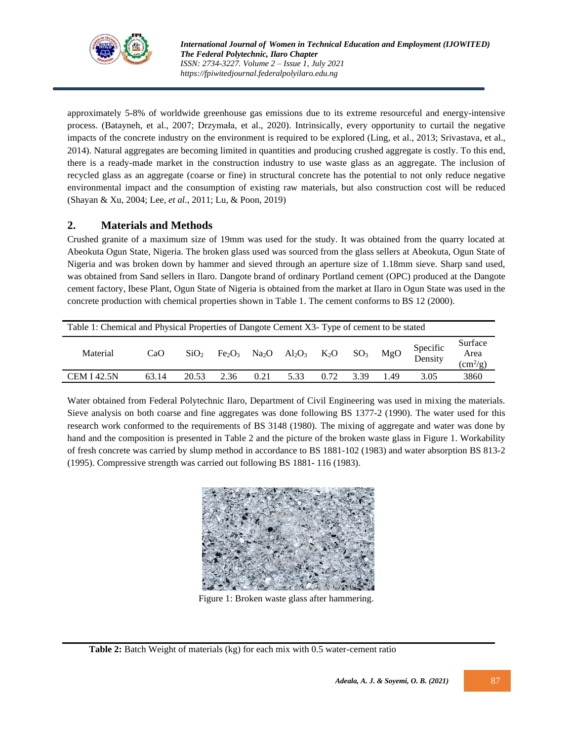approximately 5-8% of worldwide greenhouse gas emissions due to its extreme resourceful and energy-intensive process. (Batayneh, et al., 2007; Drzymała, et al., 2020). Intrinsically, every opportunity to curtail the negative impacts of the concrete industry on the environment is required to be explored (Ling, et al., 2013; Srivastava, et al., 2014). Natural aggregates are becoming limited in quantities and producing crushed aggregate is costly. To this end, there is a ready-made market in the construction industry to use waste glass as an aggregate. The inclusion of recycled glass as an aggregate (coarse or fine) in structural concrete has the potential to not only reduce negative environmental impact and the consumption of existing raw materials, but also construction cost will be reduced (Shayan & Xu, 2004; Lee, *et al*., 2011; Lu, & Poon, 2019)

## 2. Materials and Methods

Crushed granite of a maximum size of 19mm was used for the study. It was obtained from the quarry located at Abeokuta Ogun State, Nigeria. The broken glass used was sourced from the glass sellers at Abeokuta, Ogun State of Nigeria and was broken down by hammer and sieved through an aperture size of 1.18mm sieve. Sharp sand used, was obtained from Sand sellers in Ilaro. Dangote brand of ordinary Portland cement (OPC) produced at the Dangote cement factory, Ibese Plant, Ogun State of Nigeria is obtained from the market at Ilaro in Ogun State was used in the concrete production with chemical properties shown in Table 1. The cement conforms to BS 12 (2000).

Table 1: Chemical and Physical Properties of Dangote Cement X3- Type of cement to be stated

| Material | CaO | $SiO_2$ | $Fe_2O_3$ | $Na_2O$ | $Al_2O_3$ | $K_2O$ | $SO_3$ | MgO | Specific Density | Surface Area ($cm^2/g$) |
|---|---|---|---|---|---|---|---|---|---|---|
| CEM I 42.5N | 63.14 | 20.53 | 2.36 | 0.21 | 5.33 | 0.72 | 3.39 | 1.49 | 3.05 | 3860 |

Water obtained from Federal Polytechnic Ilaro, Department of Civil Engineering was used in mixing the materials. Sieve analysis on both coarse and fine aggregates was done following BS 1377-2 (1990). The water used for this research work conformed to the requirements of BS 3148 (1980). The mixing of aggregate and water was done by hand and the composition is presented in Table 2 and the picture of the broken waste glass in Figure 1. Workability of fresh concrete was carried by slump method in accordance to BS 1881-102 (1983) and water absorption BS 813-2 (1995). Compressive strength was carried out following BS 1881- 116 (1983).

Figure 1: Broken waste glass after hammering.

**Table 2:** Batch Weight of materials (kg) for each mix with 0.5 water-cement ratio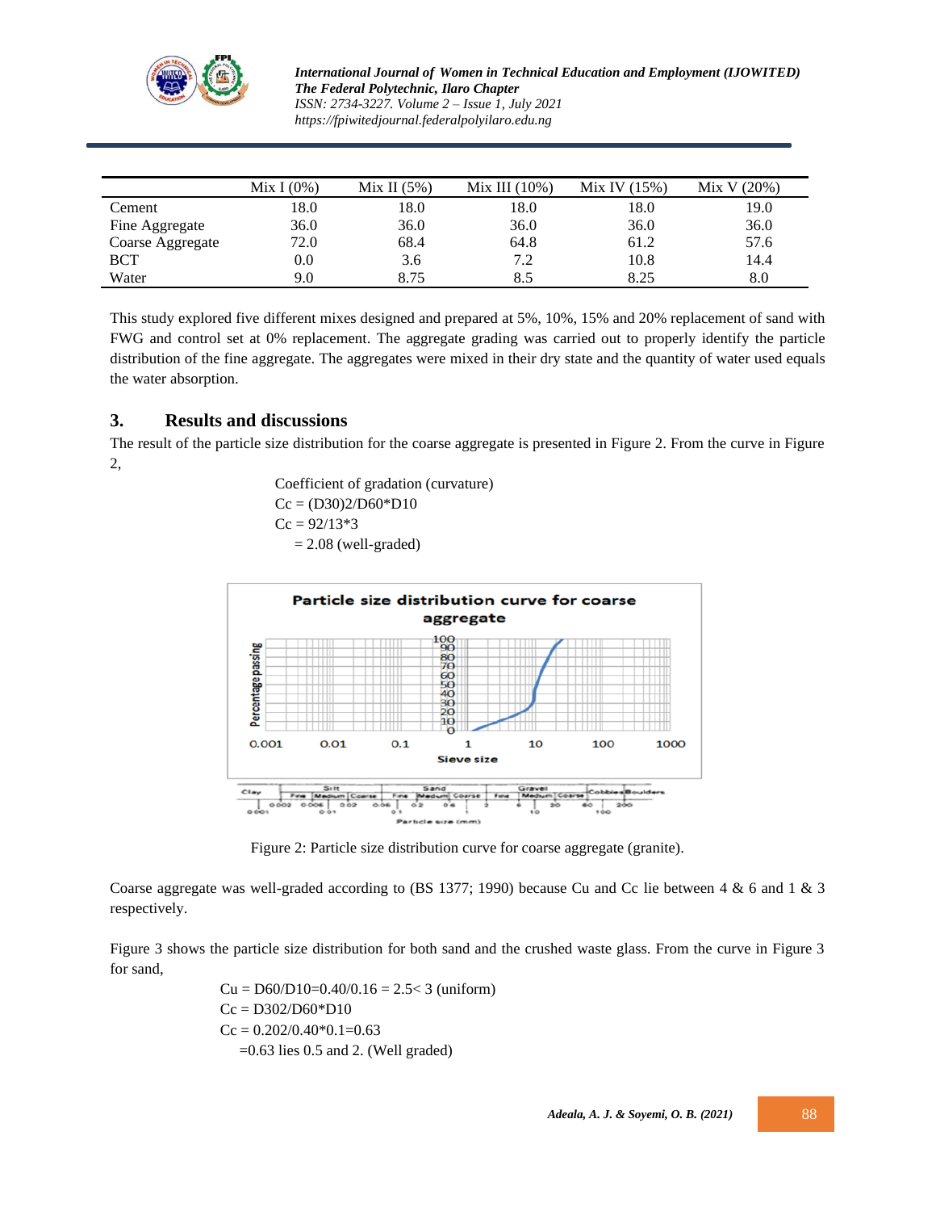|  | Mix I (0%) | Mix II (5%) | Mix III (10%) | Mix IV (15%) | Mix V (20%) |
|---|---|---|---|---|---|
| Cement | 18.0 | 18.0 | 18.0 | 18.0 | 19.0 |
| Fine Aggregate | 36.0 | 36.0 | 36.0 | 36.0 | 36.0 |
| Coarse Aggregate | 72.0 | 68.4 | 64.8 | 61.2 | 57.6 |
| BCT | 0.0 | 3.6 | 7.2 | 10.8 | 14.4 |
| Water | 9.0 | 8.75 | 8.5 | 8.25 | 8.0 |

This study explored five different mixes designed and prepared at 5%, 10%, 15% and 20% replacement of sand with FWG and control set at 0% replacement. The aggregate grading was carried out to properly identify the particle distribution of the fine aggregate. The aggregates were mixed in their dry state and the quantity of water used equals the water absorption.

## 3. Results and discussions

The result of the particle size distribution for the coarse aggregate is presented in Figure 2. From the curve in Figure 2,

Coefficient of gradation (curvature)

$Cc = (D30)2/D60*D10$

$Cc = 92/13*3$

$= 2.08$ (well-graded)

Figure 2: Particle size distribution curve for coarse aggregate (granite).

Coarse aggregate was well-graded according to (BS 1377; 1990) because Cu and Cc lie between 4 & 6 and 1 & 3 respectively.

Figure 3 shows the particle size distribution for both sand and the crushed waste glass. From the curve in Figure 3 for sand,

$Cu = D60/D10=0.40/0.16 = 2.5< 3$ (uniform)

$Cc = D302/D60*D10$

$Cc = 0.202/0.40*0.1=0.63$

$=0.63$ lies 0.5 and 2. (Well graded)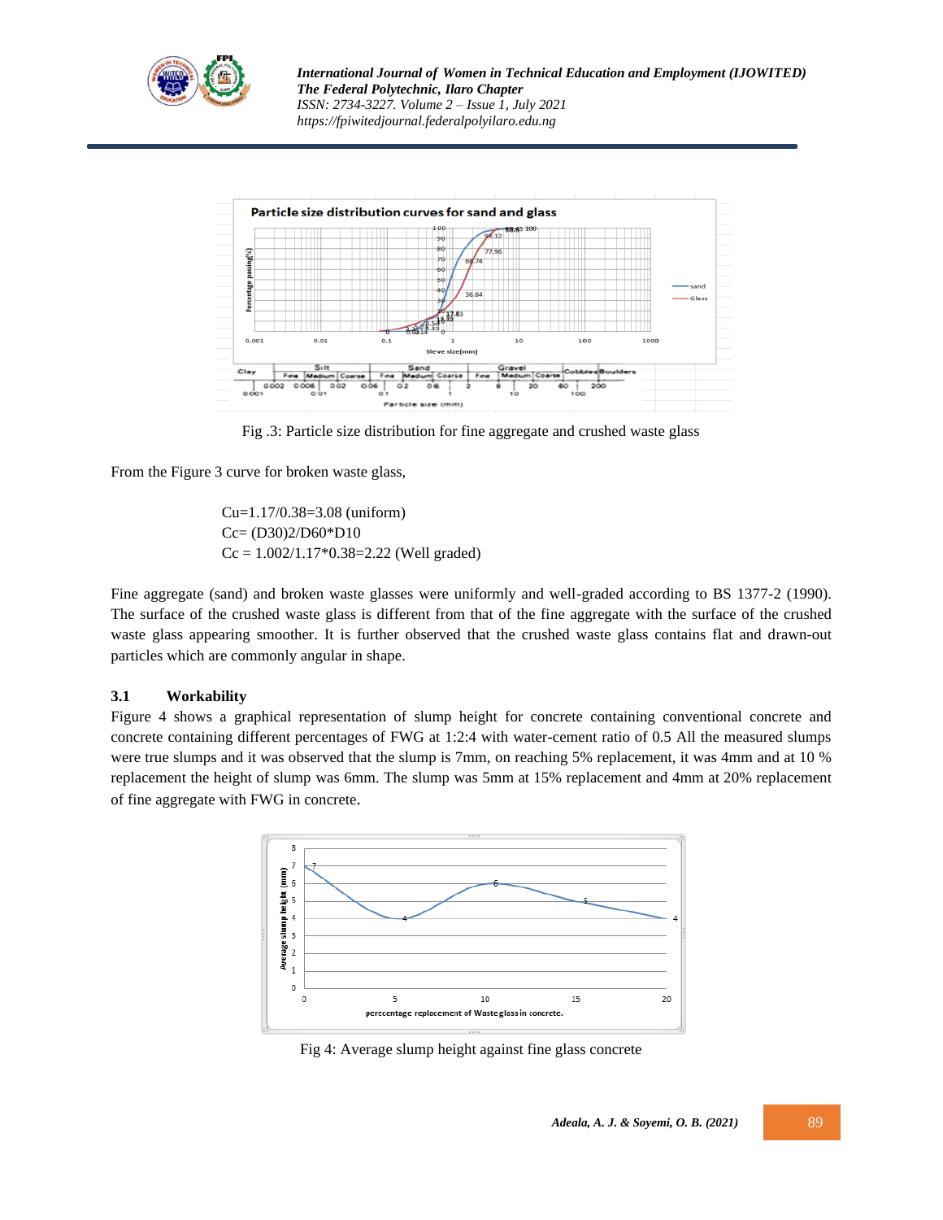Fig .3: Particle size distribution for fine aggregate and crushed waste glass

From the Figure 3 curve for broken waste glass,

$Cu = 1.17/0.38 = 3.08$ (uniform)
$Cc = (D30)2/D60*D10$
$Cc = 1.002/1.17*0.38 = 2.22$ (Well graded)

Fine aggregate (sand) and broken waste glasses were uniformly and well-graded according to BS 1377-2 (1990). The surface of the crushed waste glass is different from that of the fine aggregate with the surface of the crushed waste glass appearing smoother. It is further observed that the crushed waste glass contains flat and drawn-out particles which are commonly angular in shape.

### 3.1 Workability

Figure 4 shows a graphical representation of slump height for concrete containing conventional concrete and concrete containing different percentages of FWG at 1:2:4 with water-cement ratio of 0.5 All the measured slumps were true slumps and it was observed that the slump is 7mm, on reaching 5% replacement, it was 4mm and at 10 % replacement the height of slump was 6mm. The slump was 5mm at 15% replacement and 4mm at 20% replacement of fine aggregate with FWG in concrete.

Fig 4: Average slump height against fine glass concrete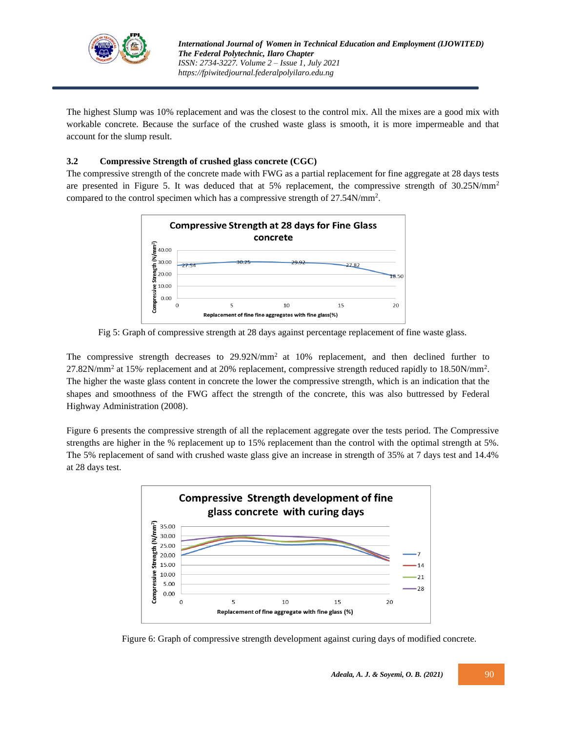The highest Slump was 10% replacement and was the closest to the control mix. All the mixes are a good mix with workable concrete. Because the surface of the crushed waste glass is smooth, it is more impermeable and that account for the slump result.

### 3.2 Compressive Strength of crushed glass concrete (CGC)

The compressive strength of the concrete made with FWG as a partial replacement for fine aggregate at 28 days tests are presented in Figure 5. It was deduced that at 5% replacement, the compressive strength of 30.25N/mm$^2$ compared to the control specimen which has a compressive strength of 27.54N/mm$^2$.

Fig 5: Graph of compressive strength at 28 days against percentage replacement of fine waste glass.

The compressive strength decreases to 29.92N/mm$^2$ at 10% replacement, and then declined further to 27.82N/mm$^2$ at 15% replacement and at 20% replacement, compressive strength reduced rapidly to 18.50N/mm$^2$. The higher the waste glass content in concrete the lower the compressive strength, which is an indication that the shapes and smoothness of the FWG affect the strength of the concrete, this was also buttressed by Federal Highway Administration (2008).

Figure 6 presents the compressive strength of all the replacement aggregate over the tests period. The Compressive strengths are higher in the % replacement up to 15% replacement than the control with the optimal strength at 5%. The 5% replacement of sand with crushed waste glass give an increase in strength of 35% at 7 days test and 14.4% at 28 days test.

Figure 6: Graph of compressive strength development against curing days of modified concrete.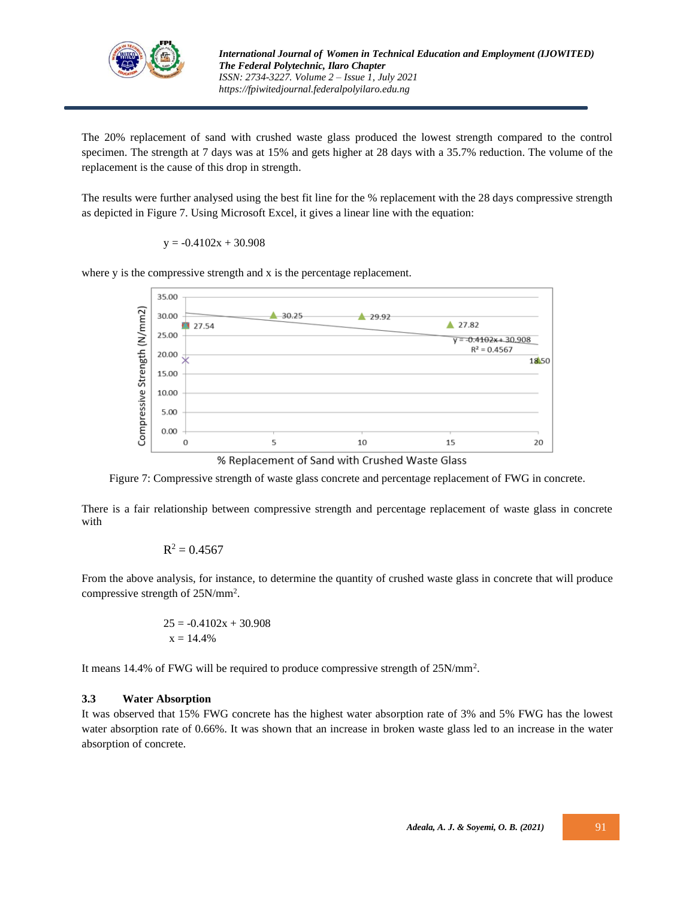The 20% replacement of sand with crushed waste glass produced the lowest strength compared to the control specimen. The strength at 7 days was at 15% and gets higher at 28 days with a 35.7% reduction. The volume of the replacement is the cause of this drop in strength.

The results were further analysed using the best fit line for the % replacement with the 28 days compressive strength as depicted in Figure 7. Using Microsoft Excel, it gives a linear line with the equation:

$$y = -0.4102x + 30.908$$

where y is the compressive strength and x is the percentage replacement.

Figure 7: Compressive strength of waste glass concrete and percentage replacement of FWG in concrete.

There is a fair relationship between compressive strength and percentage replacement of waste glass in concrete with

$$R^2 = 0.4567$$

From the above analysis, for instance, to determine the quantity of crushed waste glass in concrete that will produce compressive strength of 25N/mm$^2$.

$$25 = -0.4102x + 30.908$$
$$x = 14.4\%$$

It means 14.4% of FWG will be required to produce compressive strength of 25N/mm$^2$.

### 3.3 Water Absorption

It was observed that 15% FWG concrete has the highest water absorption rate of 3% and 5% FWG has the lowest water absorption rate of 0.66%. It was shown that an increase in broken waste glass led to an increase in the water absorption of concrete.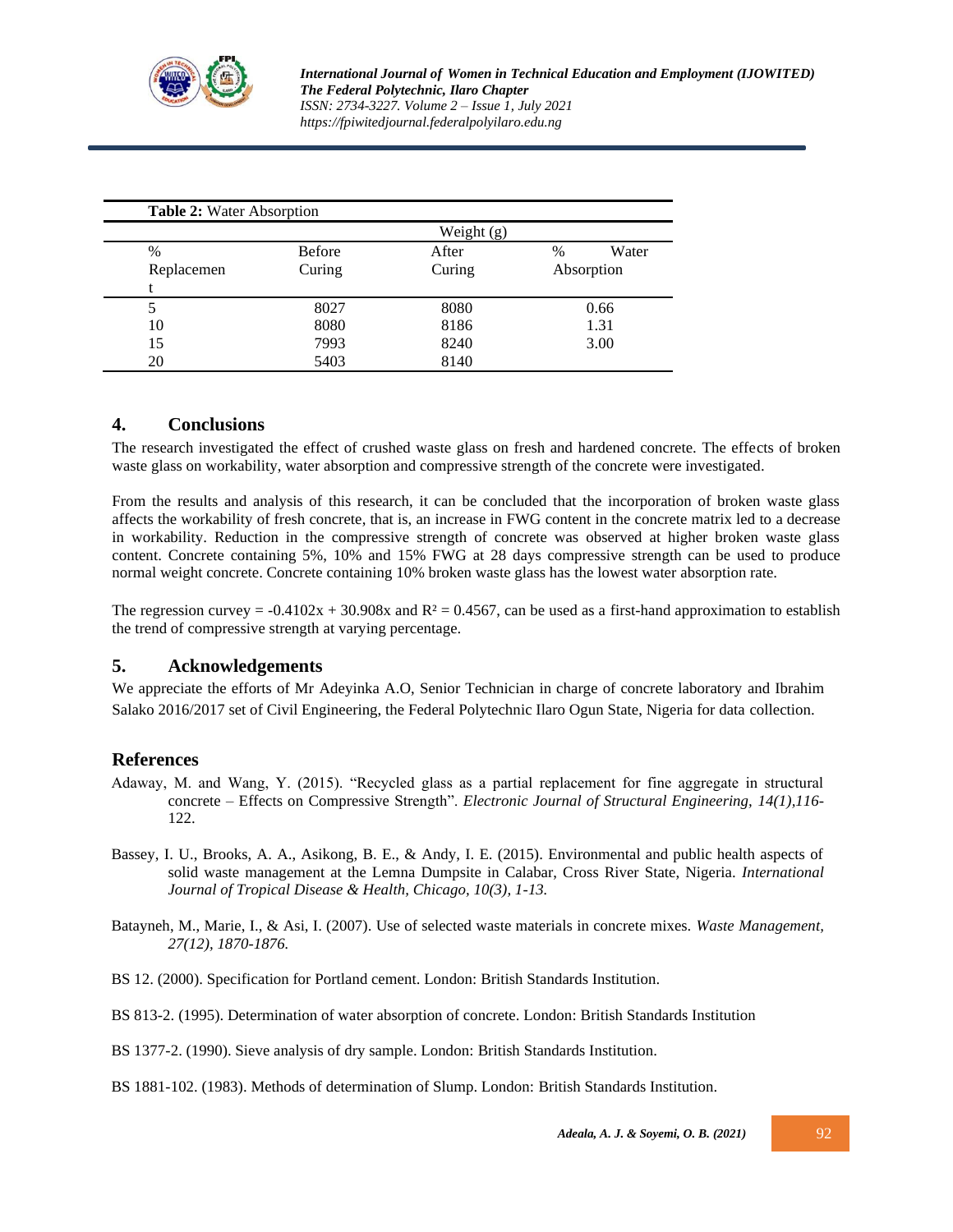**Table 2:** Water Absorption

| % Replacement | Weight (g) Before Curing | After Curing | % Water Absorption |
|---|---|---|---|
| 5 | 8027 | 8080 | 0.66 |
| 10 | 8080 | 8186 | 1.31 |
| 15 | 7993 | 8240 | 3.00 |
| 20 | 5403 | 8140 | |

## 4. Conclusions

The research investigated the effect of crushed waste glass on fresh and hardened concrete. The effects of broken waste glass on workability, water absorption and compressive strength of the concrete were investigated.

From the results and analysis of this research, it can be concluded that the incorporation of broken waste glass affects the workability of fresh concrete, that is, an increase in FWG content in the concrete matrix led to a decrease in workability. Reduction in the compressive strength of concrete was observed at higher broken waste glass content. Concrete containing 5%, 10% and 15% FWG at 28 days compressive strength can be used to produce normal weight concrete. Concrete containing 10% broken waste glass has the lowest water absorption rate.

The regression curve$y = -0.4102x + 30.908x$ and $R^2 = 0.4567$, can be used as a first-hand approximation to establish the trend of compressive strength at varying percentage.

## 5. Acknowledgements

We appreciate the efforts of Mr Adeyinka A.O, Senior Technician in charge of concrete laboratory and Ibrahim Salako 2016/2017 set of Civil Engineering, the Federal Polytechnic Ilaro Ogun State, Nigeria for data collection.

## References

Adaway, M. and Wang, Y. (2015). "Recycled glass as a partial replacement for fine aggregate in structural concrete – Effects on Compressive Strength". *Electronic Journal of Structural Engineering, 14(1)*,116-122.

Bassey, I. U., Brooks, A. A., Asikong, B. E., & Andy, I. E. (2015). Environmental and public health aspects of solid waste management at the Lemna Dumpsite in Calabar, Cross River State, Nigeria. *International Journal of Tropical Disease & Health, Chicago, 10(3), 1-13.*

Batayneh, M., Marie, I., & Asi, I. (2007). Use of selected waste materials in concrete mixes. *Waste Management, 27(12), 1870-1876.*

BS 12. (2000). Specification for Portland cement. London: British Standards Institution.

BS 813-2. (1995). Determination of water absorption of concrete. London: British Standards Institution

BS 1377-2. (1990). Sieve analysis of dry sample. London: British Standards Institution.

BS 1881-102. (1983). Methods of determination of Slump. London: British Standards Institution.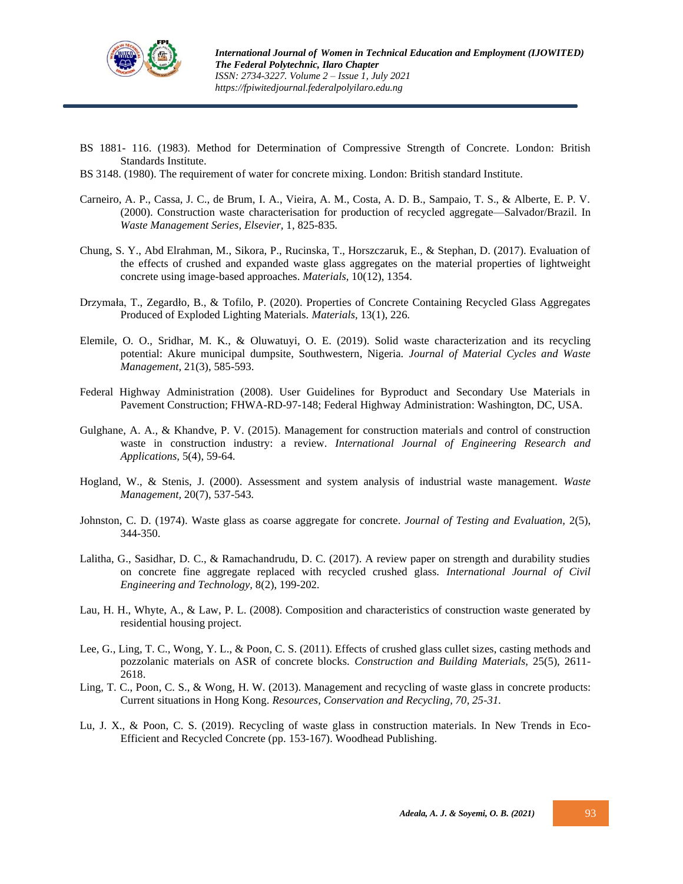BS 1881- 116. (1983). Method for Determination of Compressive Strength of Concrete. London: British Standards Institute.

BS 3148. (1980). The requirement of water for concrete mixing. London: British standard Institute.

Carneiro, A. P., Cassa, J. C., de Brum, I. A., Vieira, A. M., Costa, A. D. B., Sampaio, T. S., & Alberte, E. P. V. (2000). Construction waste characterisation for production of recycled aggregate—Salvador/Brazil. In *Waste Management Series, Elsevier,* 1, 825-835.

Chung, S. Y., Abd Elrahman, M., Sikora, P., Rucinska, T., Horszczaruk, E., & Stephan, D. (2017). Evaluation of the effects of crushed and expanded waste glass aggregates on the material properties of lightweight concrete using image-based approaches. *Materials,* 10(12), 1354.

Drzymała, T., Zegardło, B., & Tofilo, P. (2020). Properties of Concrete Containing Recycled Glass Aggregates Produced of Exploded Lighting Materials. *Materials,* 13(1), 226.

Elemile, O. O., Sridhar, M. K., & Oluwatuyi, O. E. (2019). Solid waste characterization and its recycling potential: Akure municipal dumpsite, Southwestern, Nigeria. *Journal of Material Cycles and Waste Management*, 21(3), 585-593.

Federal Highway Administration (2008). User Guidelines for Byproduct and Secondary Use Materials in Pavement Construction; FHWA-RD-97-148; Federal Highway Administration: Washington, DC, USA.

Gulghane, A. A., & Khandve, P. V. (2015). Management for construction materials and control of construction waste in construction industry: a review. *International Journal of Engineering Research and Applications,* 5(4), 59-64.

Hogland, W., & Stenis, J. (2000). Assessment and system analysis of industrial waste management. *Waste Management,* 20(7), 537-543.

Johnston, C. D. (1974). Waste glass as coarse aggregate for concrete. *Journal of Testing and Evaluation,* 2(5), 344-350.

Lalitha, G., Sasidhar, D. C., & Ramachandrudu, D. C. (2017). A review paper on strength and durability studies on concrete fine aggregate replaced with recycled crushed glass. *International Journal of Civil Engineering and Technology,* 8(2), 199-202.

Lau, H. H., Whyte, A., & Law, P. L. (2008). Composition and characteristics of construction waste generated by residential housing project.

Lee, G., Ling, T. C., Wong, Y. L., & Poon, C. S. (2011). Effects of crushed glass cullet sizes, casting methods and pozzolanic materials on ASR of concrete blocks. *Construction and Building Materials,* 25(5), 2611-2618.

Ling, T. C., Poon, C. S., & Wong, H. W. (2013). Management and recycling of waste glass in concrete products: Current situations in Hong Kong. *Resources, Conservation and Recycling, 70, 25-31.*

Lu, J. X., & Poon, C. S. (2019). Recycling of waste glass in construction materials. In New Trends in Eco-Efficient and Recycled Concrete (pp. 153-167). Woodhead Publishing.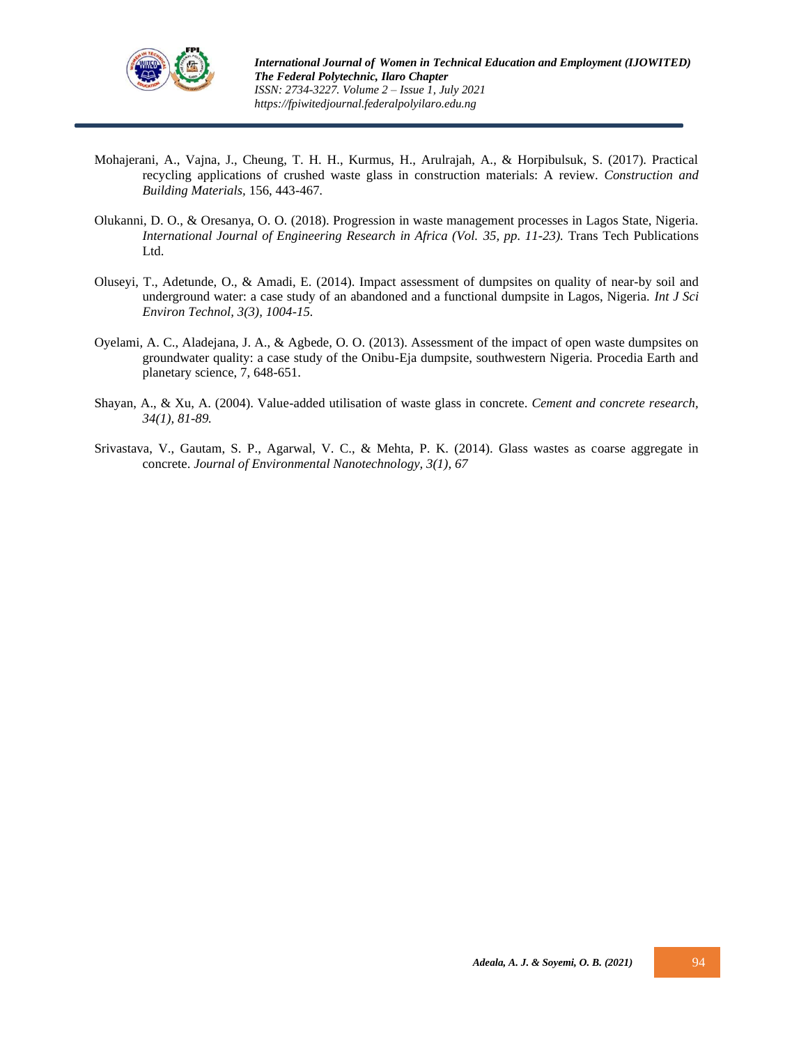Mohajerani, A., Vajna, J., Cheung, T. H. H., Kurmus, H., Arulrajah, A., & Horpibulsuk, S. (2017). Practical recycling applications of crushed waste glass in construction materials: A review. *Construction and Building Materials*, 156, 443-467.

Olukanni, D. O., & Oresanya, O. O. (2018). Progression in waste management processes in Lagos State, Nigeria. *International Journal of Engineering Research in Africa (Vol. 35, pp. 11-23).* Trans Tech Publications Ltd.

Oluseyi, T., Adetunde, O., & Amadi, E. (2014). Impact assessment of dumpsites on quality of near-by soil and underground water: a case study of an abandoned and a functional dumpsite in Lagos, Nigeria. *Int J Sci Environ Technol, 3(3), 1004-15.*

Oyelami, A. C., Aladejana, J. A., & Agbede, O. O. (2013). Assessment of the impact of open waste dumpsites on groundwater quality: a case study of the Onibu-Eja dumpsite, southwestern Nigeria. Procedia Earth and planetary science, 7, 648-651.

Shayan, A., & Xu, A. (2004). Value-added utilisation of waste glass in concrete. *Cement and concrete research, 34(1), 81-89.*

Srivastava, V., Gautam, S. P., Agarwal, V. C., & Mehta, P. K. (2014). Glass wastes as coarse aggregate in concrete. *Journal of Environmental Nanotechnology, 3(1), 67*